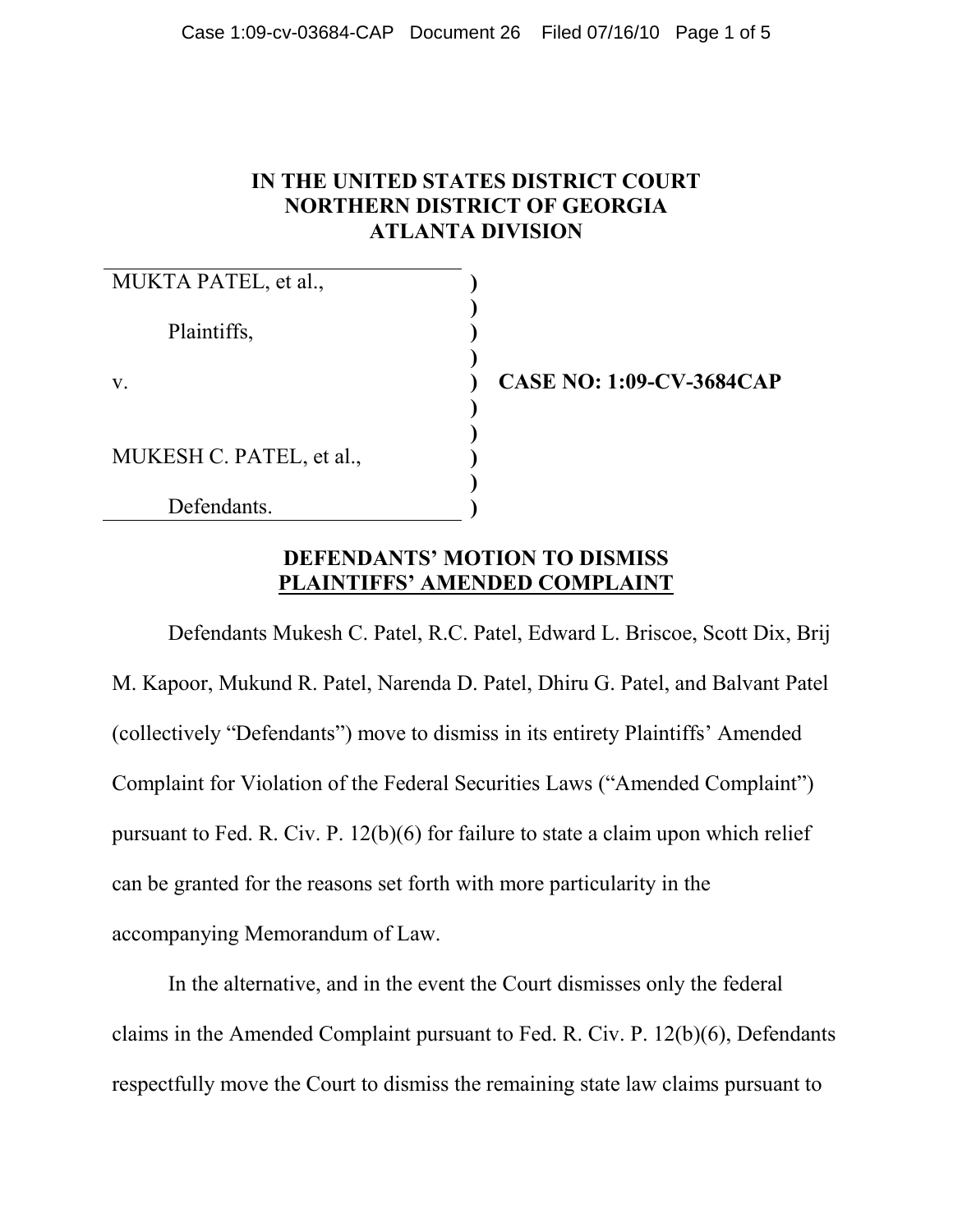# IN THE UNITED STATES DISTRICT COURT NORTHERN DISTRICT OF GEORGIA ATLANTA DIVISION

| | | |
|---|---|---|
| MUKTA PATEL, et al., | ) | |
| | ) | |
| Plaintiffs, | ) | |
| | ) | |
| v. | ) | **CASE NO: 1:09-CV-3684CAP** |
| | ) | |
| | ) | |
| MUKESH C. PATEL, et al., | ) | |
| | ) | |
| Defendants. | ) | |

## DEFENDANTS' MOTION TO DISMISS PLAINTIFFS' AMENDED COMPLAINT

Defendants Mukesh C. Patel, R.C. Patel, Edward L. Briscoe, Scott Dix, Brij M. Kapoor, Mukund R. Patel, Narenda D. Patel, Dhiru G. Patel, and Balvant Patel (collectively "Defendants") move to dismiss in its entirety Plaintiffs' Amended Complaint for Violation of the Federal Securities Laws ("Amended Complaint") pursuant to Fed. R. Civ. P. 12(b)(6) for failure to state a claim upon which relief can be granted for the reasons set forth with more particularity in the accompanying Memorandum of Law.

In the alternative, and in the event the Court dismisses only the federal claims in the Amended Complaint pursuant to Fed. R. Civ. P. 12(b)(6), Defendants respectfully move the Court to dismiss the remaining state law claims pursuant to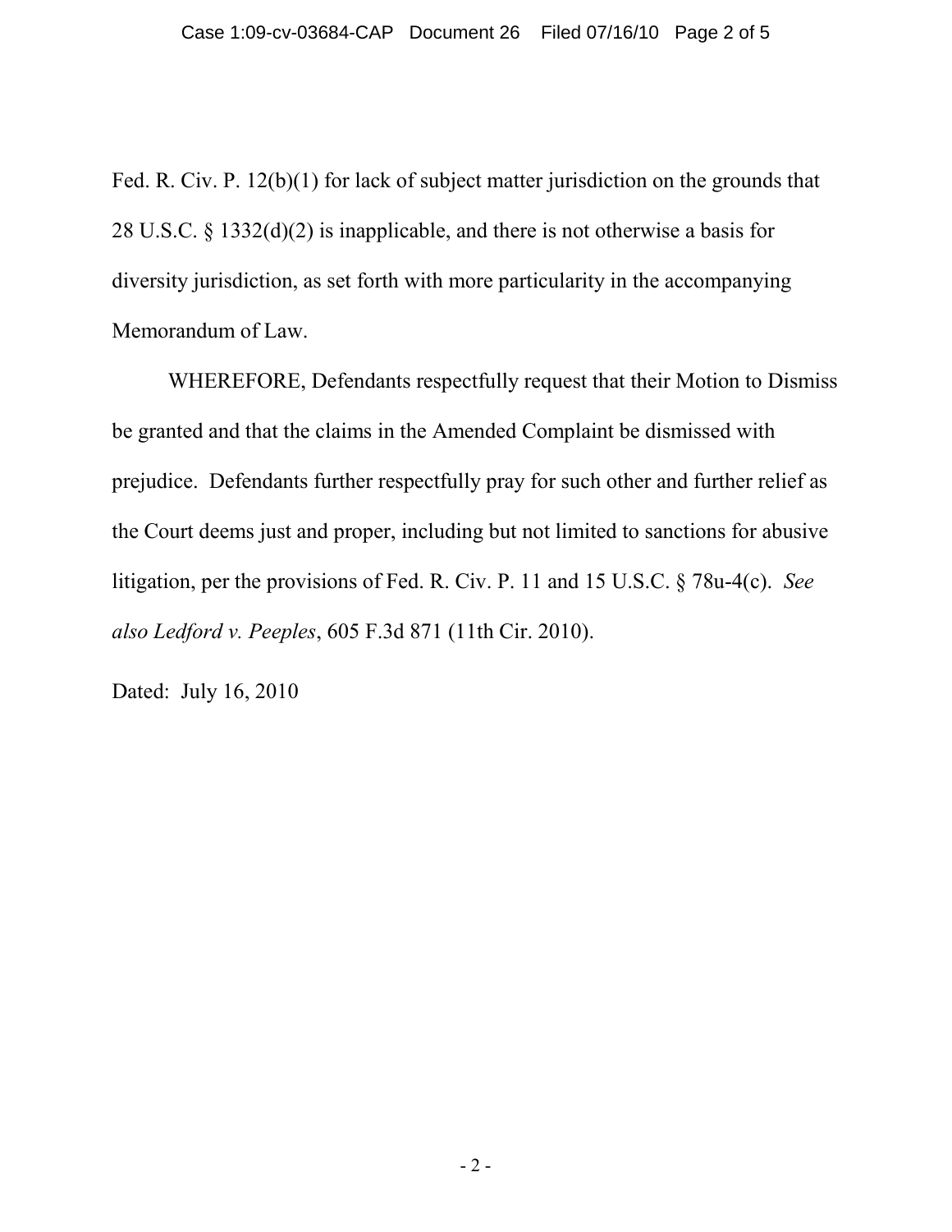Fed. R. Civ. P. 12(b)(1) for lack of subject matter jurisdiction on the grounds that 28 U.S.C. § 1332(d)(2) is inapplicable, and there is not otherwise a basis for diversity jurisdiction, as set forth with more particularity in the accompanying Memorandum of Law.

WHEREFORE, Defendants respectfully request that their Motion to Dismiss be granted and that the claims in the Amended Complaint be dismissed with prejudice. Defendants further respectfully pray for such other and further relief as the Court deems just and proper, including but not limited to sanctions for abusive litigation, per the provisions of Fed. R. Civ. P. 11 and 15 U.S.C. § 78u-4(c). *See also Ledford v. Peeples*, 605 F.3d 871 (11th Cir. 2010).

Dated: July 16, 2010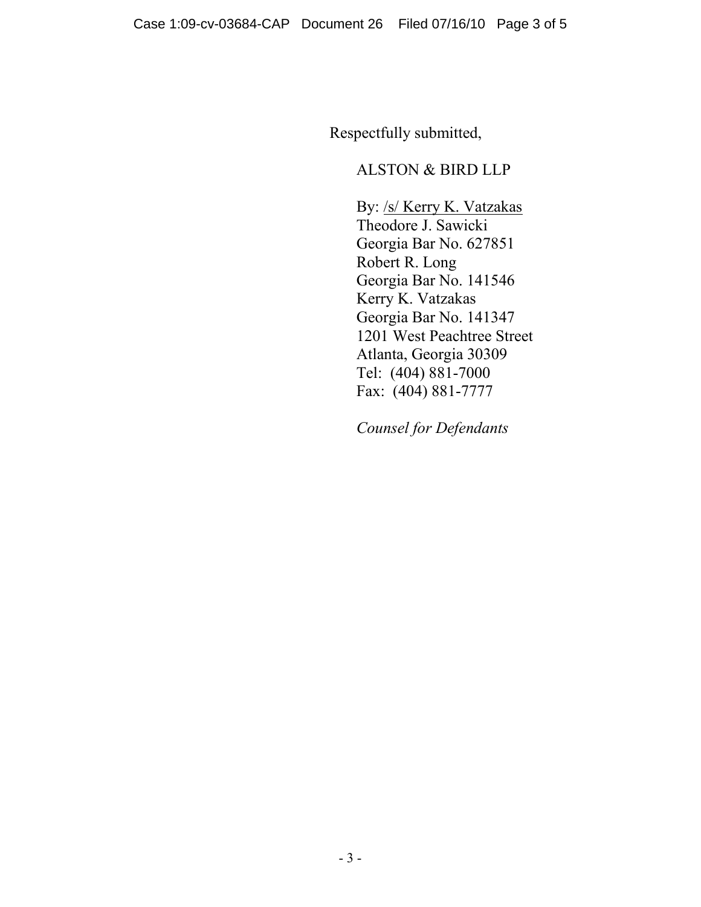Respectfully submitted,

ALSTON & BIRD LLP

By: /s/ Kerry K. Vatzakas  
Theodore J. Sawicki  
Georgia Bar No. 627851  
Robert R. Long  
Georgia Bar No. 141546  
Kerry K. Vatzakas  
Georgia Bar No. 141347  
1201 West Peachtree Street  
Atlanta, Georgia 30309  
Tel: (404) 881-7000  
Fax: (404) 881-7777

*Counsel for Defendants*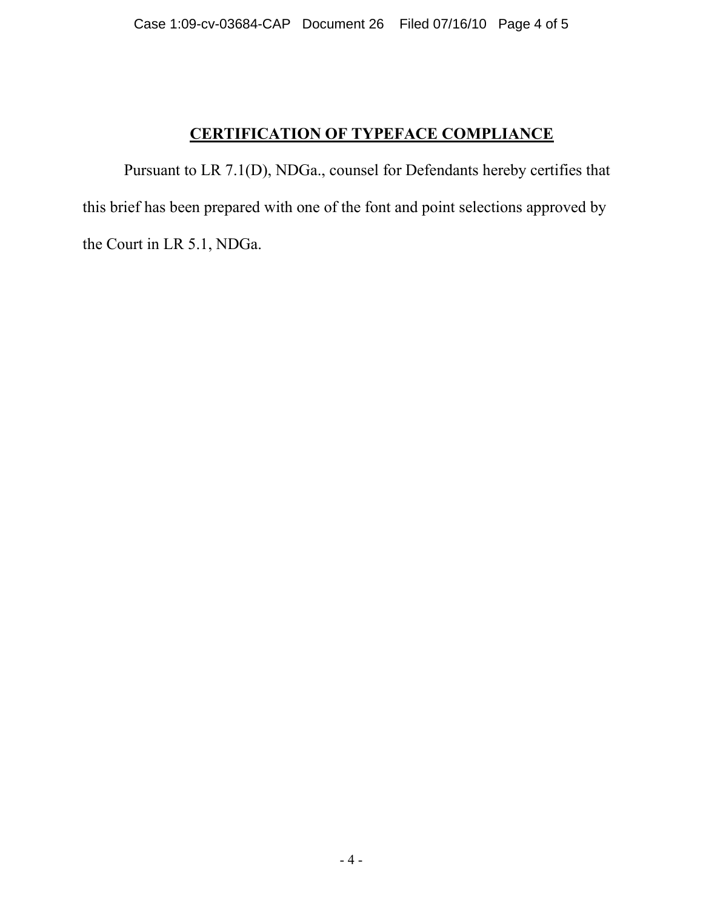## **CERTIFICATION OF TYPEFACE COMPLIANCE**

Pursuant to LR 7.1(D), NDGa., counsel for Defendants hereby certifies that this brief has been prepared with one of the font and point selections approved by the Court in LR 5.1, NDGa.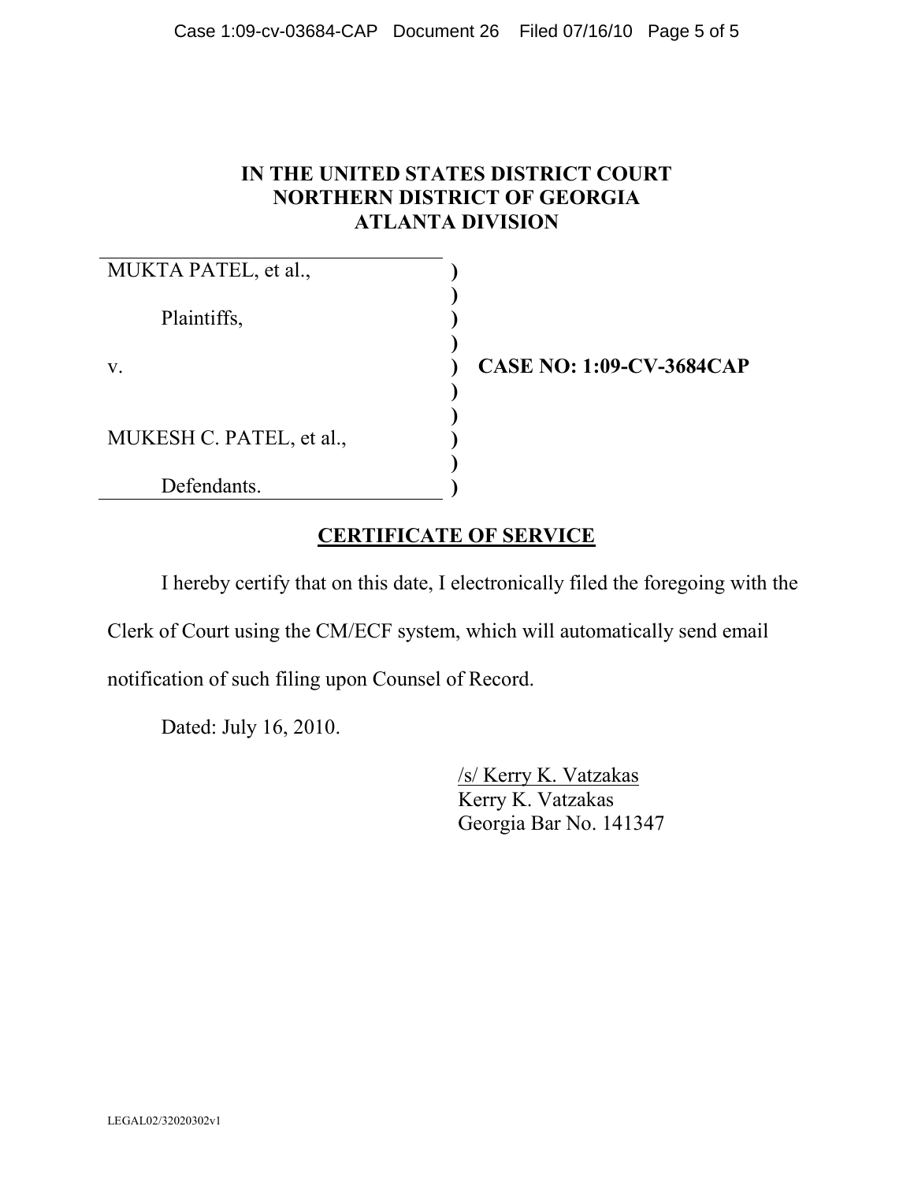**IN THE UNITED STATES DISTRICT COURT**
**NORTHERN DISTRICT OF GEORGIA**
**ATLANTA DIVISION**

| | | |
|---|---|---|
| MUKTA PATEL, et al., | ) | |
| | ) | |
| Plaintiffs, | ) | |
| | ) | |
| v. | ) | **CASE NO: 1:09-CV-3684CAP** |
| | ) | |
| | ) | |
| MUKESH C. PATEL, et al., | ) | |
| | ) | |
| Defendants. | ) | |

**CERTIFICATE OF SERVICE**

I hereby certify that on this date, I electronically filed the foregoing with the Clerk of Court using the CM/ECF system, which will automatically send email notification of such filing upon Counsel of Record.

Dated: July 16, 2010.

/s/ Kerry K. Vatzakas
Kerry K. Vatzakas
Georgia Bar No. 141347

LEGAL02/32020302v1